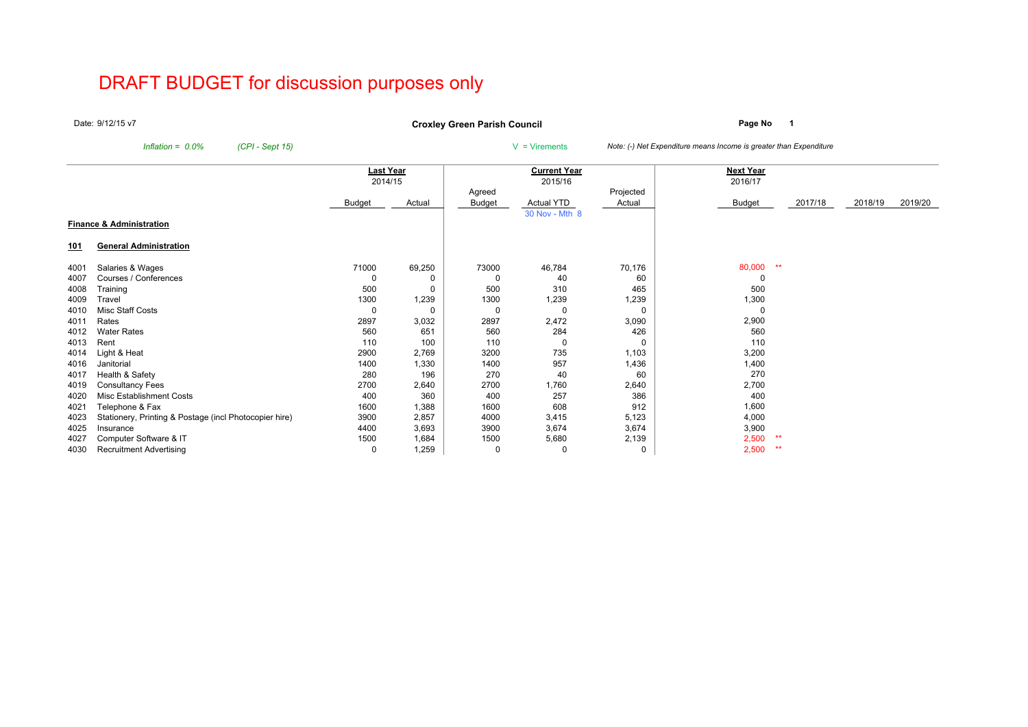# DRAFT BUDGET for discussion purposes only

Date: 9/12/15 v7

**Croxley Green Parish Council**

**Page No 1**

*Inflation = 0.0%* *(CPI - Sept 15)*

V = Virements

*Note: (-) Net Expenditure means Income is greater than Expenditure*

| | | Last Year 2014/15 | | Current Year 2015/16 | | | Next Year 2016/17 | | | | |
|---|---|---|---|---|---|---|---|---|---|---|---|
| | | Budget | Actual | Agreed Budget | Actual YTD 30 Nov - Mth 8 | Projected Actual | Budget | | 2017/18 | 2018/19 | 2019/20 |
| **Finance & Administration** | | | | | | | | | | | |
| **101** | **General Administration** | | | | | | | | | | |
| 4001 | Salaries & Wages | 71000 | 69,250 | 73000 | 46,784 | 70,176 | 80,000 | ** | | | |
| 4007 | Courses / Conferences | 0 | 0 | 0 | 40 | 60 | 0 | | | | |
| 4008 | Training | 500 | 0 | 500 | 310 | 465 | 500 | | | | |
| 4009 | Travel | 1300 | 1,239 | 1300 | 1,239 | 1,239 | 1,300 | | | | |
| 4010 | Misc Staff Costs | 0 | 0 | 0 | 0 | 0 | 0 | | | | |
| 4011 | Rates | 2897 | 3,032 | 2897 | 2,472 | 3,090 | 2,900 | | | | |
| 4012 | Water Rates | 560 | 651 | 560 | 284 | 426 | 560 | | | | |
| 4013 | Rent | 110 | 100 | 110 | 0 | 0 | 110 | | | | |
| 4014 | Light & Heat | 2900 | 2,769 | 3200 | 735 | 1,103 | 3,200 | | | | |
| 4016 | Janitorial | 1400 | 1,330 | 1400 | 957 | 1,436 | 1,400 | | | | |
| 4017 | Health & Safety | 280 | 196 | 270 | 40 | 60 | 270 | | | | |
| 4019 | Consultancy Fees | 2700 | 2,640 | 2700 | 1,760 | 2,640 | 2,700 | | | | |
| 4020 | Misc Establishment Costs | 400 | 360 | 400 | 257 | 386 | 400 | | | | |
| 4021 | Telephone & Fax | 1600 | 1,388 | 1600 | 608 | 912 | 1,600 | | | | |
| 4023 | Stationery, Printing & Postage (incl Photocopier hire) | 3900 | 2,857 | 4000 | 3,415 | 5,123 | 4,000 | | | | |
| 4025 | Insurance | 4400 | 3,693 | 3900 | 3,674 | 3,674 | 3,900 | | | | |
| 4027 | Computer Software & IT | 1500 | 1,684 | 1500 | 5,680 | 2,139 | 2,500 | ** | | | |
| 4030 | Recruitment Advertising | 0 | 1,259 | 0 | 0 | 0 | 2,500 | ** | | | |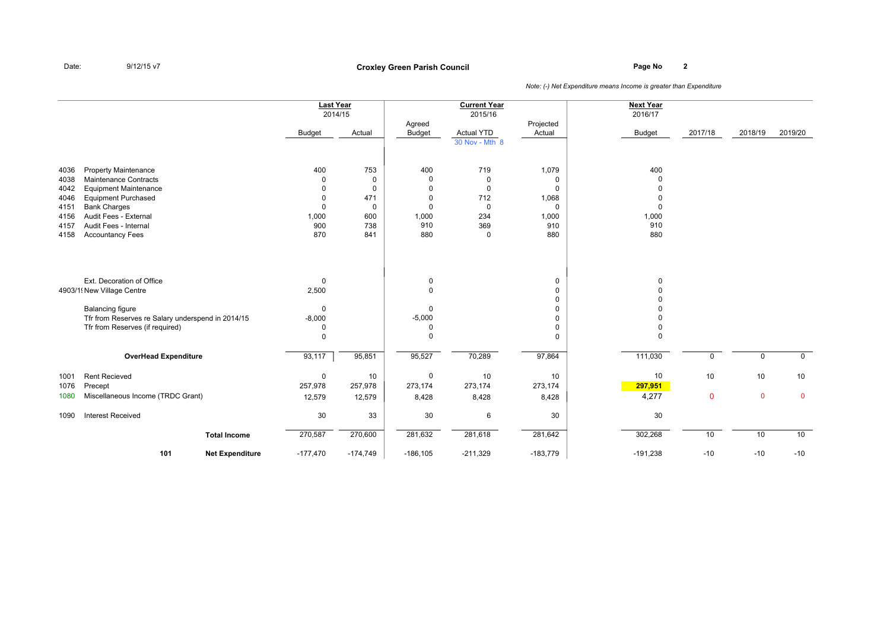Date: 9/12/15 v7

# Croxley Green Parish Council

*Note: (-) Net Expenditure means Income is greater than Expenditure*

| | | | Last Year 2014/15 | | Current Year 2015/16 | | | Next Year 2016/17 | | | |
|---|---|---|---|---|---|---|---|---|---|---|---|
| | | | Budget | Actual | Agreed Budget | Actual YTD 30 Nov - Mth 8 | Projected Actual | Budget | 2017/18 | 2018/19 | 2019/20 |
| 4036 | Property Maintenance | | 400 | 753 | 400 | 719 | 1,079 | 400 | | | |
| 4038 | Maintenance Contracts | | 0 | 0 | 0 | 0 | 0 | 0 | | | |
| 4042 | Equipment Maintenance | | 0 | 0 | 0 | 0 | 0 | 0 | | | |
| 4046 | Equipment Purchased | | 0 | 471 | 0 | 712 | 1,068 | 0 | | | |
| 4151 | Bank Charges | | 0 | 0 | 0 | 0 | 0 | 0 | | | |
| 4156 | Audit Fees - External | | 1,000 | 600 | 1,000 | 234 | 1,000 | 1,000 | | | |
| 4157 | Audit Fees - Internal | | 900 | 738 | 910 | 369 | 910 | 910 | | | |
| 4158 | Accountancy Fees | | 870 | 841 | 880 | 0 | 880 | 880 | | | |
| | Ext. Decoration of Office | | 0 | | 0 | | 0 | 0 | | | |
| 4903/1 | New Village Centre | | 2,500 | | 0 | | 0 | 0 | | | |
| | | | | | | | 0 | 0 | | | |
| | Balancing figure | | 0 | | 0 | | 0 | 0 | | | |
| | Tfr from Reserves re Salary underspend in 2014/15 | | -8,000 | | -5,000 | | 0 | 0 | | | |
| | Tfr from Reserves (if required) | | 0 | | 0 | | 0 | 0 | | | |
| | | | 0 | | 0 | | 0 | 0 | | | |
| | **OverHead Expenditure** | | 93,117 | 95,851 | 95,527 | 70,289 | 97,864 | 111,030 | 0 | 0 | 0 |
| 1001 | Rent Recieved | | 0 | 10 | 0 | 10 | 10 | 10 | 10 | 10 | 10 |
| 1076 | Precept | | 257,978 | 257,978 | 273,174 | 273,174 | 273,174 | 297,951 | | | |
| 1080 | Miscellaneous Income (TRDC Grant) | | 12,579 | 12,579 | 8,428 | 8,428 | 8,428 | 4,277 | 0 | 0 | 0 |
| 1090 | Interest Received | | 30 | 33 | 30 | 6 | 30 | 30 | | | |
| | | **Total Income** | 270,587 | 270,600 | 281,632 | 281,618 | 281,642 | 302,268 | 10 | 10 | 10 |
| | **101** | **Net Expenditure** | -177,470 | -174,749 | -186,105 | -211,329 | -183,779 | -191,238 | -10 | -10 | -10 |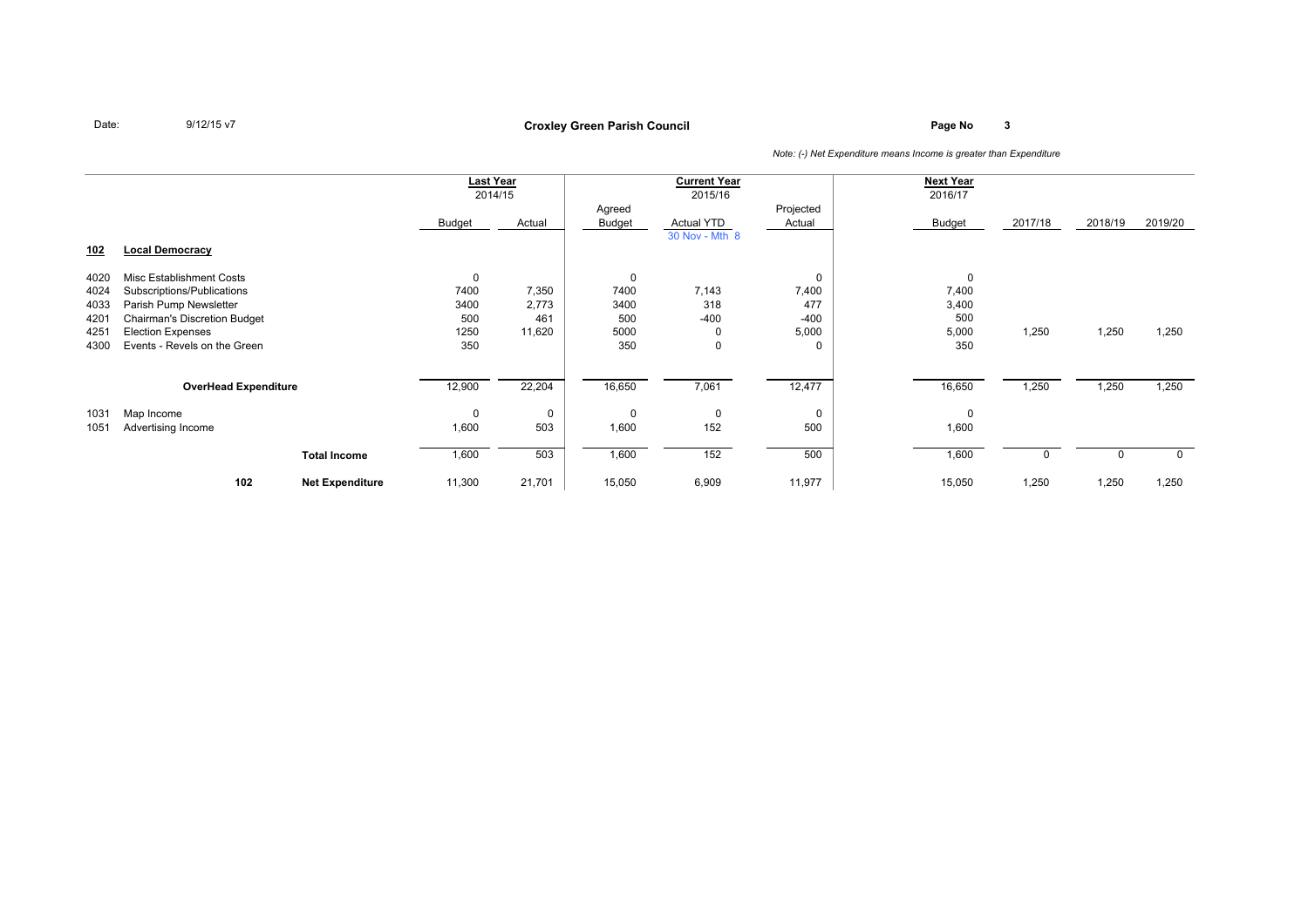Date: 9/12/15 v7

**Croxley Green Parish Council**

*Note: (-) Net Expenditure means Income is greater than Expenditure*

| | | | Last Year 2014/15 | | Current Year 2015/16 | | | Next Year 2016/17 | | | |
|---|---|---|---|---|---|---|---|---|---|---|---|
| | | | Budget | Actual | Agreed Budget | Actual YTD 30 Nov - Mth 8 | Projected Actual | Budget | 2017/18 | 2018/19 | 2019/20 |
| **102** | **Local Democracy** | | | | | | | | | | |
| 4020 | Misc Establishment Costs | | 0 | | 0 | | 0 | 0 | | | |
| 4024 | Subscriptions/Publications | | 7400 | 7,350 | 7400 | 7,143 | 7,400 | 7,400 | | | |
| 4033 | Parish Pump Newsletter | | 3400 | 2,773 | 3400 | 318 | 477 | 3,400 | | | |
| 4201 | Chairman's Discretion Budget | | 500 | 461 | 500 | -400 | -400 | 500 | | | |
| 4251 | Election Expenses | | 1250 | 11,620 | 5000 | 0 | 5,000 | 5,000 | 1,250 | 1,250 | 1,250 |
| 4300 | Events - Revels on the Green | | 350 | | 350 | 0 | 0 | 350 | | | |
| | **OverHead Expenditure** | | 12,900 | 22,204 | 16,650 | 7,061 | 12,477 | 16,650 | 1,250 | 1,250 | 1,250 |
| 1031 | Map Income | | 0 | 0 | 0 | 0 | 0 | 0 | | | |
| 1051 | Advertising Income | | 1,600 | 503 | 1,600 | 152 | 500 | 1,600 | | | |
| | | **Total Income** | 1,600 | 503 | 1,600 | 152 | 500 | 1,600 | 0 | 0 | 0 |
| | **102** | **Net Expenditure** | 11,300 | 21,701 | 15,050 | 6,909 | 11,977 | 15,050 | 1,250 | 1,250 | 1,250 |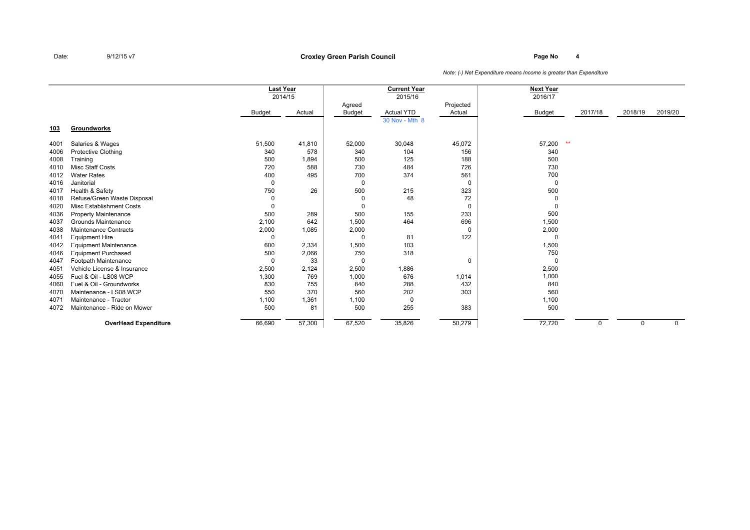Date: 9/12/15 v7

**Croxley Green Parish Council**

*Note: (-) Net Expenditure means Income is greater than Expenditure*

| | | Last Year 2014/15 | | Current Year 2015/16 | | | Next Year 2016/17 | | | |
|---|---|---|---|---|---|---|---|---|---|---|
| | | Budget | Actual | Agreed Budget | Actual YTD 30 Nov - Mth 8 | Projected Actual | Budget | 2017/18 | 2018/19 | 2019/20 |
| **103** | **Groundworks** | | | | | | | | | |
| 4001 | Salaries & Wages | 51,500 | 41,810 | 52,000 | 30,048 | 45,072 | 57,200 ** | | | |
| 4006 | Protective Clothing | 340 | 578 | 340 | 104 | 156 | 340 | | | |
| 4008 | Training | 500 | 1,894 | 500 | 125 | 188 | 500 | | | |
| 4010 | Misc Staff Costs | 720 | 588 | 730 | 484 | 726 | 730 | | | |
| 4012 | Water Rates | 400 | 495 | 700 | 374 | 561 | 700 | | | |
| 4016 | Janitorial | 0 | | 0 | | 0 | 0 | | | |
| 4017 | Health & Safety | 750 | 26 | 500 | 215 | 323 | 500 | | | |
| 4018 | Refuse/Green Waste Disposal | 0 | | 0 | 48 | 72 | 0 | | | |
| 4020 | Misc Establishment Costs | 0 | | 0 | | 0 | 0 | | | |
| 4036 | Property Maintenance | 500 | 289 | 500 | 155 | 233 | 500 | | | |
| 4037 | Grounds Maintenance | 2,100 | 642 | 1,500 | 464 | 696 | 1,500 | | | |
| 4038 | Maintenance Contracts | 2,000 | 1,085 | 2,000 | | 0 | 2,000 | | | |
| 4041 | Equipment Hire | 0 | | 0 | 81 | 122 | 0 | | | |
| 4042 | Equipment Maintenance | 600 | 2,334 | 1,500 | 103 | | 1,500 | | | |
| 4046 | Equipment Purchased | 500 | 2,066 | 750 | 318 | | 750 | | | |
| 4047 | Footpath Maintenance | 0 | 33 | 0 | | 0 | 0 | | | |
| 4051 | Vehicle License & Insurance | 2,500 | 2,124 | 2,500 | 1,886 | | 2,500 | | | |
| 4055 | Fuel & Oil - LS08 WCP | 1,300 | 769 | 1,000 | 676 | 1,014 | 1,000 | | | |
| 4060 | Fuel & Oil - Groundworks | 830 | 755 | 840 | 288 | 432 | 840 | | | |
| 4070 | Maintenance - LS08 WCP | 550 | 370 | 560 | 202 | 303 | 560 | | | |
| 4071 | Maintenance - Tractor | 1,100 | 1,361 | 1,100 | 0 | | 1,100 | | | |
| 4072 | Maintenance - Ride on Mower | 500 | 81 | 500 | 255 | 383 | 500 | | | |
| | **OverHead Expenditure** | 66,690 | 57,300 | 67,520 | 35,826 | 50,279 | 72,720 | 0 | 0 | 0 |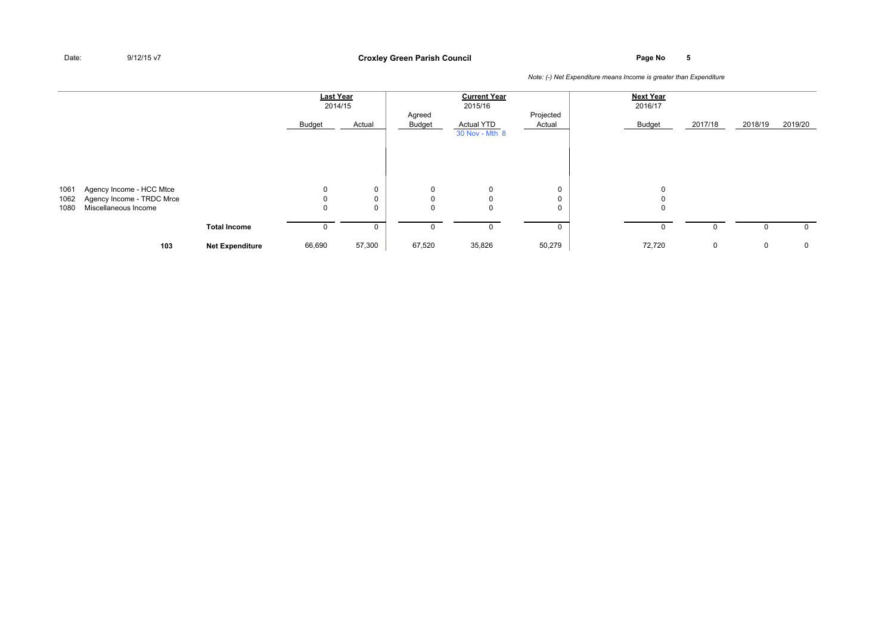Date: 9/12/15 v7

**Croxley Green Parish Council**

*Note: (-) Net Expenditure means Income is greater than Expenditure*

| | | | Last Year 2014/15 | | Current Year 2015/16 | | | Next Year 2016/17 | | | |
|---|---|---|---|---|---|---|---|---|---|---|---|
| | | | Budget | Actual | Agreed Budget | Actual YTD 30 Nov - Mth 8 | Projected Actual | Budget | 2017/18 | 2018/19 | 2019/20 |
| 1061 | Agency Income - HCC Mtce | | 0 | 0 | 0 | 0 | 0 | 0 | | | |
| 1062 | Agency Income - TRDC Mrce | | 0 | 0 | 0 | 0 | 0 | 0 | | | |
| 1080 | Miscellaneous Income | | 0 | 0 | 0 | 0 | 0 | 0 | | | |
| | | **Total Income** | 0 | 0 | 0 | 0 | 0 | 0 | 0 | 0 | 0 |
| | **103** | **Net Expenditure** | 66,690 | 57,300 | 67,520 | 35,826 | 50,279 | 72,720 | 0 | 0 | 0 |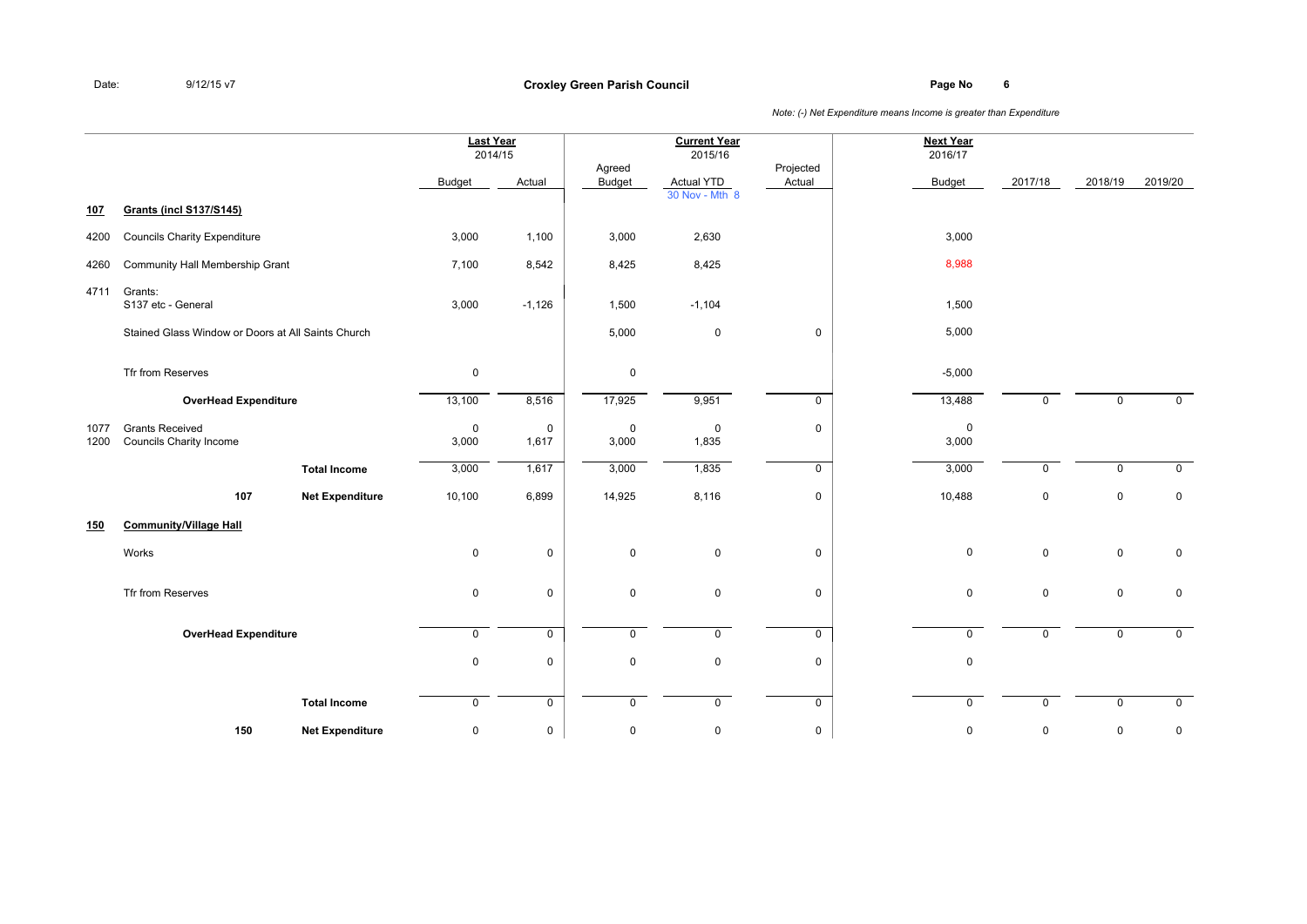Date: 9/12/15 v7

**Croxley Green Parish Council**

*Note: (-) Net Expenditure means Income is greater than Expenditure*

| | | | Last Year 2014/15 | | Current Year 2015/16 | | | Next Year 2016/17 | | | |
|---|---|---|---|---|---|---|---|---|---|---|---|
| | | | Budget | Actual | Agreed Budget | Actual YTD 30 Nov - Mth 8 | Projected Actual | Budget | 2017/18 | 2018/19 | 2019/20 |
| **107** | **Grants (incl S137/S145)** | | | | | | | | | | |
| 4200 | Councils Charity Expenditure | | 3,000 | 1,100 | 3,000 | 2,630 | | 3,000 | | | |
| 4260 | Community Hall Membership Grant | | 7,100 | 8,542 | 8,425 | 8,425 | | 8,988 | | | |
| 4711 | Grants: S137 etc - General | | 3,000 | -1,126 | 1,500 | -1,104 | | 1,500 | | | |
| | Stained Glass Window or Doors at All Saints Church | | | | 5,000 | 0 | 0 | 5,000 | | | |
| | Tfr from Reserves | | 0 | | 0 | | | -5,000 | | | |
| | **OverHead Expenditure** | | 13,100 | 8,516 | 17,925 | 9,951 | 0 | 13,488 | 0 | 0 | 0 |
| 1077 | Grants Received | | 0 | 0 | 0 | 0 | 0 | 0 | | | |
| 1200 | Councils Charity Income | | 3,000 | 1,617 | 3,000 | 1,835 | | 3,000 | | | |
| | | **Total Income** | 3,000 | 1,617 | 3,000 | 1,835 | 0 | 3,000 | 0 | 0 | 0 |
| | **107** | **Net Expenditure** | 10,100 | 6,899 | 14,925 | 8,116 | 0 | 10,488 | 0 | 0 | 0 |
| **150** | **Community/Village Hall** | | | | | | | | | | |
| | Works | | 0 | 0 | 0 | 0 | 0 | 0 | 0 | 0 | 0 |
| | Tfr from Reserves | | 0 | 0 | 0 | 0 | 0 | 0 | 0 | 0 | 0 |
| | **OverHead Expenditure** | | 0 | 0 | 0 | 0 | 0 | 0 | 0 | 0 | 0 |
| | | | 0 | 0 | 0 | 0 | 0 | 0 | | | |
| | | **Total Income** | 0 | 0 | 0 | 0 | 0 | 0 | 0 | 0 | 0 |
| | **150** | **Net Expenditure** | 0 | 0 | 0 | 0 | 0 | 0 | 0 | 0 | 0 |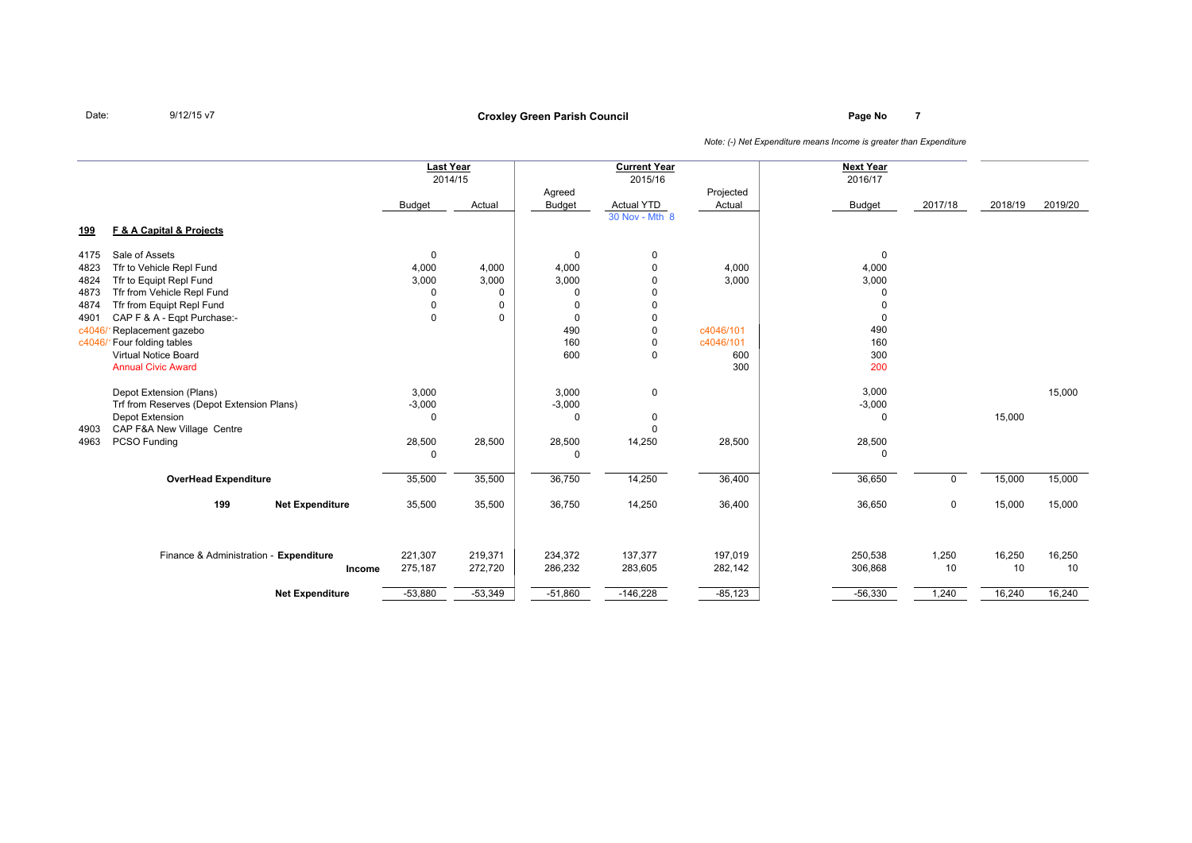Date: 9/12/15 v7

**Croxley Green Parish Council**

*Note: (-) Net Expenditure means Income is greater than Expenditure*

| | | Last Year 2014/15 | | Current Year 2015/16 | | | Next Year 2016/17 | | | |
|---|---|---|---|---|---|---|---|---|---|---|
| | | Budget | Actual | Agreed Budget | Actual YTD 30 Nov - Mth 8 | Projected Actual | Budget | 2017/18 | 2018/19 | 2019/20 |
| **199** | **F & A Capital & Projects** | | | | | | | | | |
| 4175 | Sale of Assets | 0 | | 0 | 0 | | 0 | | | |
| 4823 | Tfr to Vehicle Repl Fund | 4,000 | 4,000 | 4,000 | 0 | 4,000 | 4,000 | | | |
| 4824 | Tfr to Equipt Repl Fund | 3,000 | 3,000 | 3,000 | 0 | 3,000 | 3,000 | | | |
| 4873 | Tfr from Vehicle Repl Fund | 0 | 0 | 0 | 0 | | 0 | | | |
| 4874 | Tfr from Equipt Repl Fund | 0 | 0 | 0 | 0 | | 0 | | | |
| 4901 | CAP F & A - Eqpt Purchase:- | 0 | 0 | 0 | 0 | | 0 | | | |
| c4046/ | Replacement gazebo | | | 490 | 0 | c4046/101 | 490 | | | |
| c4046/ | Four folding tables | | | 160 | 0 | c4046/101 | 160 | | | |
| | Virtual Notice Board | | | 600 | 0 | 600 | 300 | | | |
| | Annual Civic Award | | | | | 300 | 200 | | | |
| | Depot Extension (Plans) | 3,000 | | 3,000 | 0 | | 3,000 | | | 15,000 |
| | Trf from Reserves (Depot Extension Plans) | -3,000 | | -3,000 | | | -3,000 | | | |
| | Depot Extension | 0 | | 0 | 0 | | 0 | | 15,000 | |
| 4903 | CAP F&A New Village Centre | | | | 0 | | | | | |
| 4963 | PCSO Funding | 28,500 | 28,500 | 28,500 | 14,250 | 28,500 | 28,500 | | | |
| | | 0 | | 0 | | | 0 | | | |
| | **OverHead Expenditure** | 35,500 | 35,500 | 36,750 | 14,250 | 36,400 | 36,650 | 0 | 15,000 | 15,000 |
| **199** | **Net Expenditure** | 35,500 | 35,500 | 36,750 | 14,250 | 36,400 | 36,650 | 0 | 15,000 | 15,000 |
| | Finance & Administration - **Expenditure** | 221,307 | 219,371 | 234,372 | 137,377 | 197,019 | 250,538 | 1,250 | 16,250 | 16,250 |
| | **Income** | 275,187 | 272,720 | 286,232 | 283,605 | 282,142 | 306,868 | 10 | 10 | 10 |
| | **Net Expenditure** | -53,880 | -53,349 | -51,860 | -146,228 | -85,123 | -56,330 | 1,240 | 16,240 | 16,240 |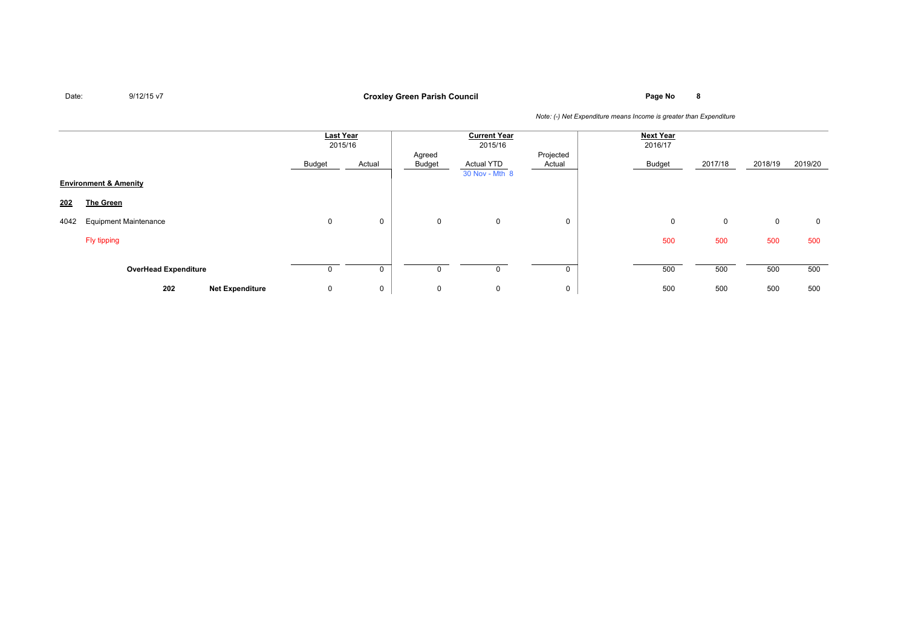Date: 9/12/15 v7

**Croxley Green Parish Council**

*Note: (-) Net Expenditure means Income is greater than Expenditure*

| | | Last Year 2015/16 | | Current Year 2015/16 | | | Next Year 2016/17 | | | |
|---|---|---|---|---|---|---|---|---|---|---|
| | | Budget | Actual | Agreed Budget | Actual YTD 30 Nov - Mth 8 | Projected Actual | Budget | 2017/18 | 2018/19 | 2019/20 |
| **Environment & Amenity** | | | | | | | | | | |
| **202** | **The Green** | | | | | | | | | |
| 4042 | Equipment Maintenance | 0 | 0 | 0 | 0 | 0 | 0 | 0 | 0 | 0 |
| | Fly tipping | | | | | | 500 | 500 | 500 | 500 |
| | **OverHead Expenditure** | 0 | 0 | 0 | 0 | 0 | 500 | 500 | 500 | 500 |
| **202** | **Net Expenditure** | 0 | 0 | 0 | 0 | 0 | 500 | 500 | 500 | 500 |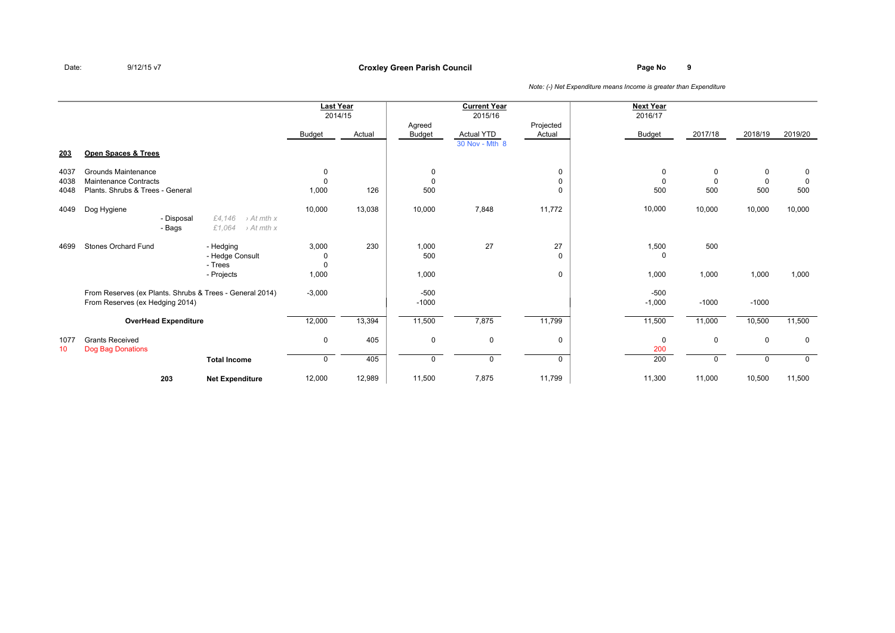Date: 9/12/15 v7

**Croxley Green Parish Council**

*Note: (-) Net Expenditure means Income is greater than Expenditure*

| | | | Last Year 2014/15 | | Current Year 2015/16 | | | Next Year 2016/17 | | | |
|---|---|---|---|---|---|---|---|---|---|---|---|
| | | | Budget | Actual | Agreed Budget | Actual YTD 30 Nov - Mth 8 | Projected Actual | Budget | 2017/18 | 2018/19 | 2019/20 |
| **203** | **Open Spaces & Trees** | | | | | | | | | | |
| 4037 | Grounds Maintenance | | 0 | | 0 | | 0 | 0 | 0 | 0 | 0 |
| 4038 | Maintenance Contracts | | 0 | | 0 | | 0 | 0 | 0 | 0 | 0 |
| 4048 | Plants. Shrubs & Trees - General | | 1,000 | 126 | 500 | | 0 | 500 | 500 | 500 | 500 |
| 4049 | Dog Hygiene | | 10,000 | 13,038 | 10,000 | 7,848 | 11,772 | 10,000 | 10,000 | 10,000 | 10,000 |
| | - Disposal | *£4,146 › At mth x* | | | | | | | | | |
| | - Bags | *£1,064 › At mth x* | | | | | | | | | |
| 4699 | Stones Orchard Fund | - Hedging | 3,000 | 230 | 1,000 | 27 | 27 | 1,500 | 500 | | |
| | | - Hedge Consult | 0 | | 500 | | 0 | 0 | | | |
| | | - Trees | 0 | | | | | | | | |
| | | - Projects | 1,000 | | 1,000 | | 0 | 1,000 | 1,000 | 1,000 | 1,000 |
| | From Reserves (ex Plants. Shrubs & Trees - General 2014) | | -3,000 | | -500 | | | -500 | | | |
| | From Reserves (ex Hedging 2014) | | | | -1000 | | | -1,000 | -1000 | -1000 | |
| | **OverHead Expenditure** | | 12,000 | 13,394 | 11,500 | 7,875 | 11,799 | 11,500 | 11,000 | 10,500 | 11,500 |
| 1077 | Grants Received | | 0 | 405 | 0 | 0 | 0 | 0 | 0 | 0 | 0 |
| 10 | Dog Bag Donations | | | | | | | 200 | | | |
| | | **Total Income** | 0 | 405 | 0 | 0 | 0 | 200 | 0 | 0 | 0 |
| | 203 | **Net Expenditure** | 12,000 | 12,989 | 11,500 | 7,875 | 11,799 | 11,300 | 11,000 | 10,500 | 11,500 |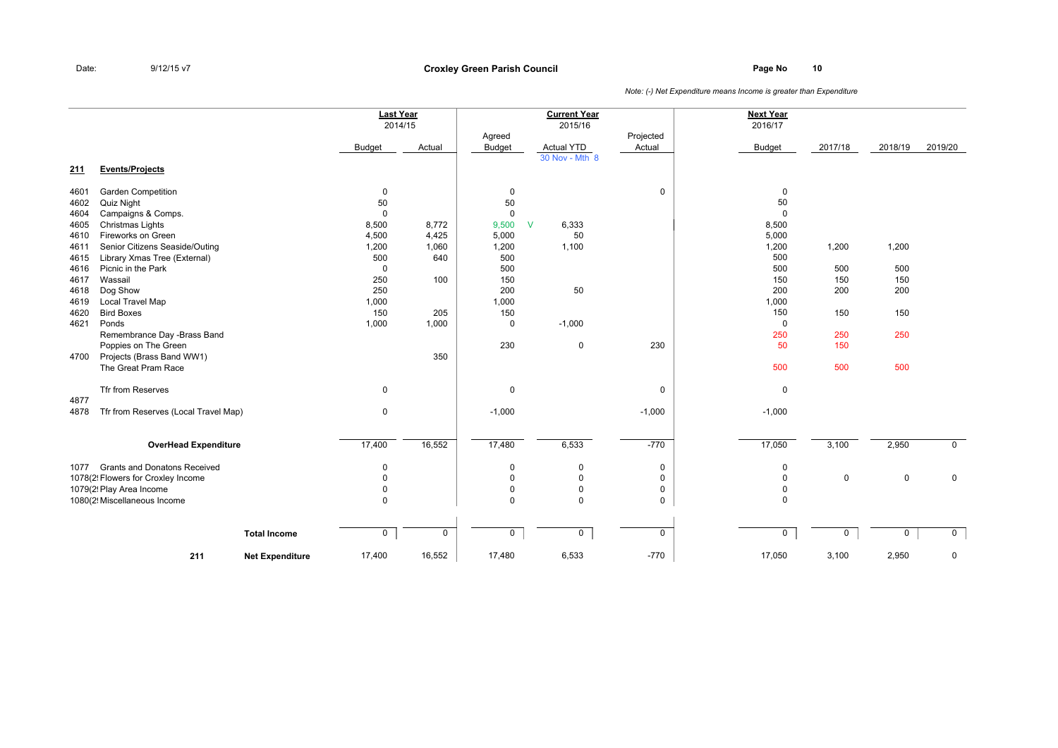Date: 9/12/15 v7

**Croxley Green Parish Council**

*Note: (-) Net Expenditure means Income is greater than Expenditure*

| | | Last Year 2014/15 | | Current Year 2015/16 | | | Next Year 2016/17 | | | |
|---|---|---|---|---|---|---|---|---|---|---|
| | | Budget | Actual | Agreed Budget | Actual YTD 30 Nov - Mth 8 | Projected Actual | Budget | 2017/18 | 2018/19 | 2019/20 |
| **211** | **Events/Projects** | | | | | | | | | |
| 4601 | Garden Competition | 0 | | 0 | | 0 | 0 | | | |
| 4602 | Quiz Night | 50 | | 50 | | | 50 | | | |
| 4604 | Campaigns & Comps. | 0 | | 0 | | | 0 | | | |
| 4605 | Christmas Lights | 8,500 | 8,772 | 9,500 V | 6,333 | | 8,500 | | | |
| 4610 | Fireworks on Green | 4,500 | 4,425 | 5,000 | 50 | | 5,000 | | | |
| 4611 | Senior Citizens Seaside/Outing | 1,200 | 1,060 | 1,200 | 1,100 | | 1,200 | 1,200 | 1,200 | |
| 4615 | Library Xmas Tree (External) | 500 | 640 | 500 | | | 500 | | | |
| 4616 | Picnic in the Park | 0 | | 500 | | | 500 | 500 | 500 | |
| 4617 | Wassail | 250 | 100 | 150 | | | 150 | 150 | 150 | |
| 4618 | Dog Show | 250 | | 200 | 50 | | 200 | 200 | 200 | |
| 4619 | Local Travel Map | 1,000 | | 1,000 | | | 1,000 | | | |
| 4620 | Bird Boxes | 150 | 205 | 150 | | | 150 | 150 | 150 | |
| 4621 | Ponds | 1,000 | 1,000 | 0 | -1,000 | | 0 | | | |
| | Remembrance Day -Brass Band | | | | | | 250 | 250 | 250 | |
| | Poppies on The Green | | | 230 | 0 | 230 | 50 | 150 | | |
| 4700 | Projects (Brass Band WW1) | | 350 | | | | | | | |
| | The Great Pram Race | | | | | | 500 | 500 | 500 | |
| | Tfr from Reserves | 0 | | 0 | | 0 | 0 | | | |
| 4877 | | | | | | | | | | |
| 4878 | Tfr from Reserves (Local Travel Map) | 0 | | -1,000 | | -1,000 | -1,000 | | | |
| | **OverHead Expenditure** | 17,400 | 16,552 | 17,480 | 6,533 | -770 | 17,050 | 3,100 | 2,950 | 0 |
| 1077 | Grants and Donatons Received | 0 | | 0 | 0 | 0 | 0 | | | |
| 1078(2! | Flowers for Croxley Income | 0 | | 0 | 0 | 0 | 0 | 0 | 0 | 0 |
| 1079(2! | Play Area Income | 0 | | 0 | 0 | 0 | 0 | | | |
| 1080(2! | Miscellaneous Income | 0 | | 0 | 0 | 0 | 0 | | | |
| | **Total Income** | 0 | 0 | 0 | 0 | 0 | 0 | 0 | 0 | 0 |
| **211** | **Net Expenditure** | 17,400 | 16,552 | 17,480 | 6,533 | -770 | 17,050 | 3,100 | 2,950 | 0 |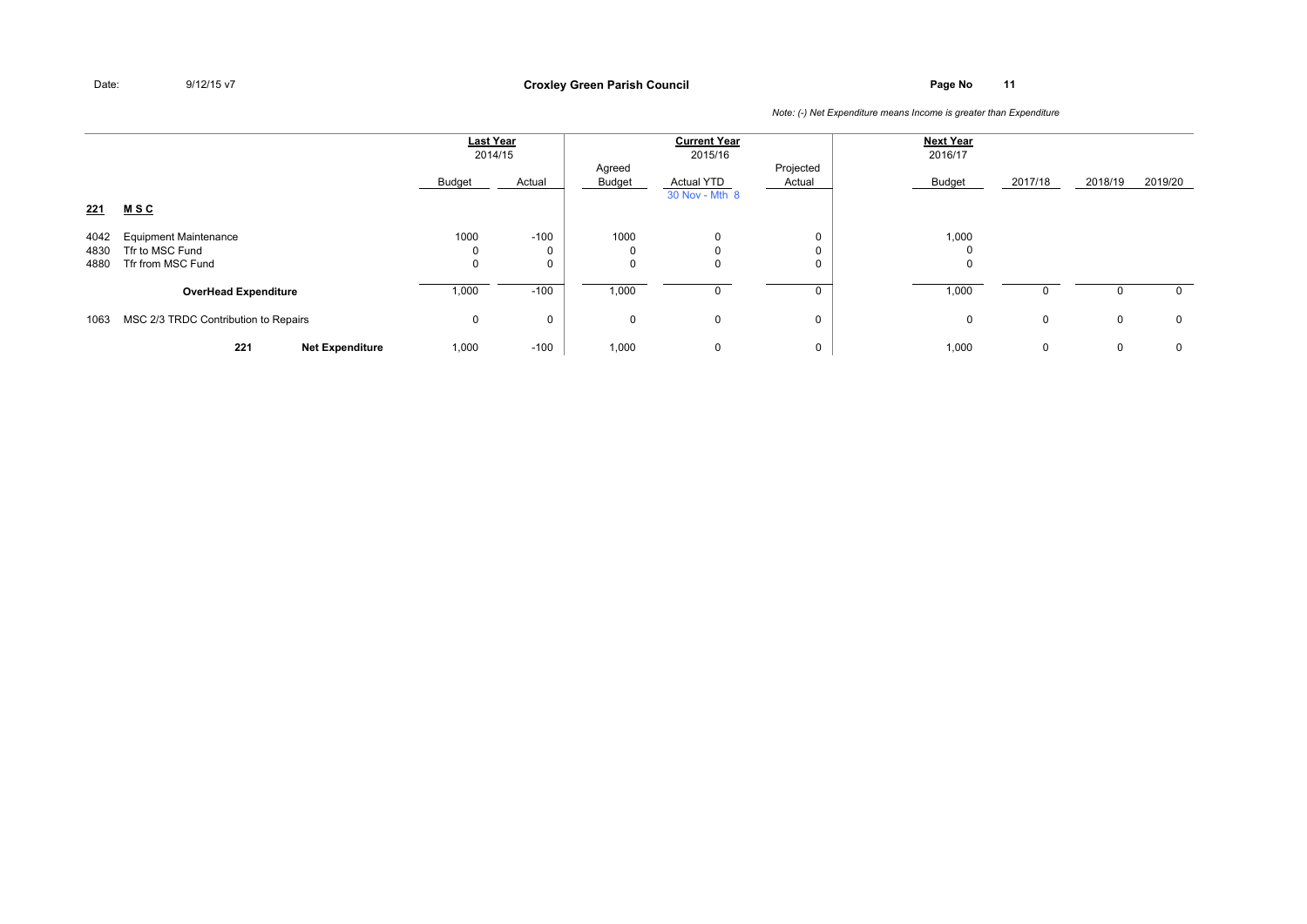*Note: (-) Net Expenditure means Income is greater than Expenditure*

| | | Last Year 2014/15 | | Current Year 2015/16 | | | Next Year 2016/17 | | | |
|---|---|---|---|---|---|---|---|---|---|---|
| | | Budget | Actual | Agreed Budget | Actual YTD 30 Nov - Mth 8 | Projected Actual | Budget | 2017/18 | 2018/19 | 2019/20 |
| **221** | **M S C** | | | | | | | | | |
| 4042 | Equipment Maintenance | 1000 | -100 | 1000 | 0 | 0 | 1,000 | | | |
| 4830 | Tfr to MSC Fund | 0 | 0 | 0 | 0 | 0 | 0 | | | |
| 4880 | Tfr from MSC Fund | 0 | 0 | 0 | 0 | 0 | 0 | | | |
| | **OverHead Expenditure** | 1,000 | -100 | 1,000 | 0 | 0 | 1,000 | 0 | 0 | 0 |
| 1063 | MSC 2/3 TRDC Contribution to Repairs | 0 | 0 | 0 | 0 | 0 | 0 | 0 | 0 | 0 |
| | **221 Net Expenditure** | 1,000 | -100 | 1,000 | 0 | 0 | 1,000 | 0 | 0 | 0 |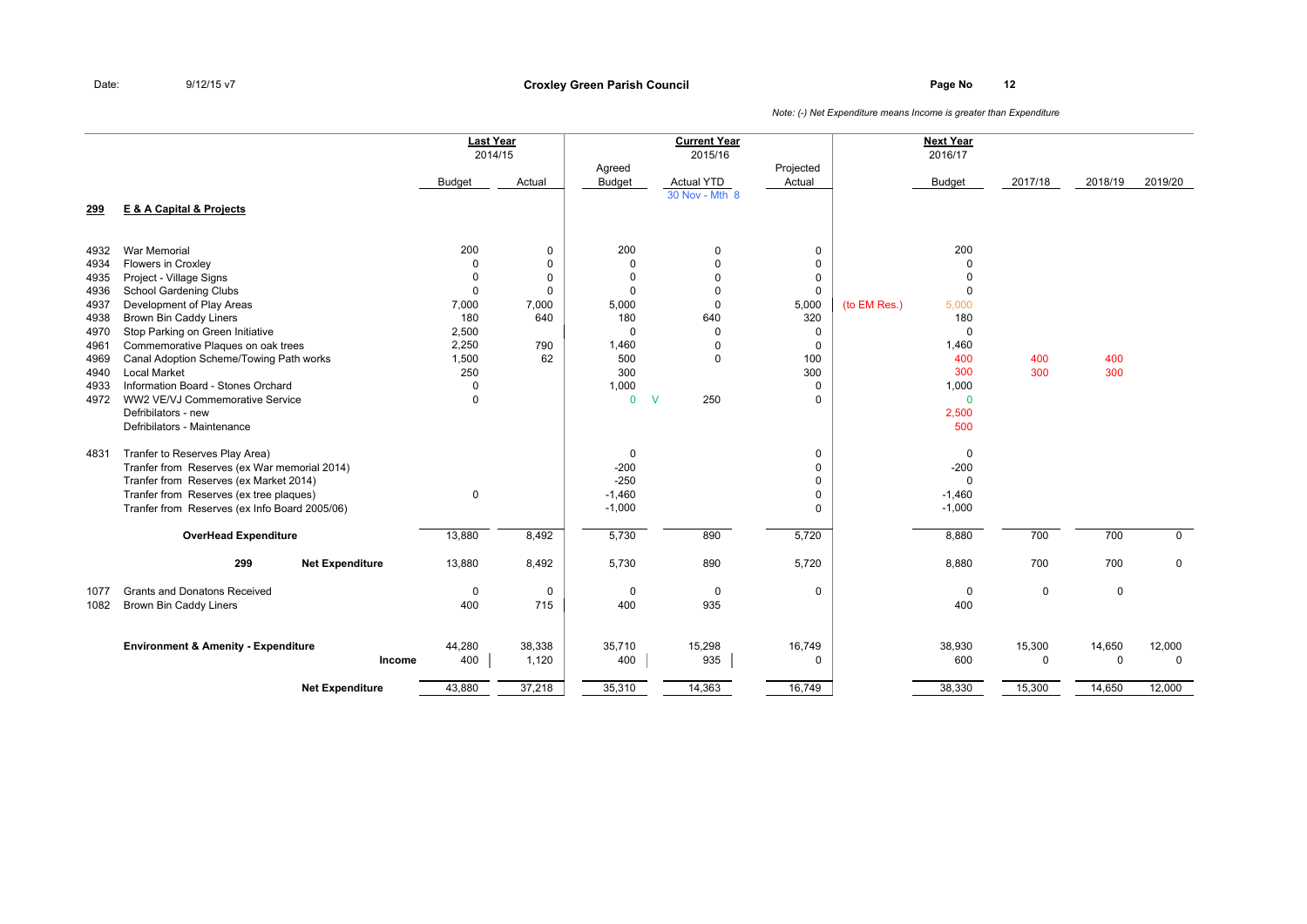Date: 9/12/15 v7

**Croxley Green Parish Council**

*Note: (-) Net Expenditure means Income is greater than Expenditure*

| | | Last Year 2014/15 | | Current Year 2015/16 | | | | Next Year 2016/17 | | | |
|---|---|---|---|---|---|---|---|---|---|---|---|
| | | Budget | Actual | Agreed Budget | Actual YTD 30 Nov - Mth 8 | Projected Actual | | Budget | 2017/18 | 2018/19 | 2019/20 |
| **299** | **E & A Capital & Projects** | | | | | | | | | | |
| 4932 | War Memorial | 200 | 0 | 200 | 0 | 0 | | 200 | | | |
| 4934 | Flowers in Croxley | 0 | 0 | 0 | 0 | 0 | | 0 | | | |
| 4935 | Project - Village Signs | 0 | 0 | 0 | 0 | 0 | | 0 | | | |
| 4936 | School Gardening Clubs | 0 | 0 | 0 | 0 | 0 | | 0 | | | |
| 4937 | Development of Play Areas | 7,000 | 7,000 | 5,000 | 0 | 5,000 | (to EM Res.) | 5,000 | | | |
| 4938 | Brown Bin Caddy Liners | 180 | 640 | 180 | 640 | 320 | | 180 | | | |
| 4970 | Stop Parking on Green Initiative | 2,500 | | 0 | 0 | 0 | | 0 | | | |
| 4961 | Commemorative Plaques on oak trees | 2,250 | 790 | 1,460 | 0 | 0 | | 1,460 | | | |
| 4969 | Canal Adoption Scheme/Towing Path works | 1,500 | 62 | 500 | 0 | 100 | | 400 | 400 | 400 | |
| 4940 | Local Market | 250 | | 300 | | 300 | | 300 | 300 | 300 | |
| 4933 | Information Board - Stones Orchard | 0 | | 1,000 | | 0 | | 1,000 | | | |
| 4972 | WW2 VE/VJ Commemorative Service | 0 | | 0 V | 250 | 0 | | 0 | | | |
| | Defribilators - new | | | | | | | 2,500 | | | |
| | Defribilators - Maintenance | | | | | | | 500 | | | |
| 4831 | Tranfer to Reserves Play Area) | | | 0 | | 0 | | 0 | | | |
| | Tranfer from Reserves (ex War memorial 2014) | | | -200 | | 0 | | -200 | | | |
| | Tranfer from Reserves (ex Market 2014) | | | -250 | | 0 | | 0 | | | |
| | Tranfer from Reserves (ex tree plaques) | 0 | | -1,460 | | 0 | | -1,460 | | | |
| | Tranfer from Reserves (ex Info Board 2005/06) | | | -1,000 | | 0 | | -1,000 | | | |
| | **OverHead Expenditure** | 13,880 | 8,492 | 5,730 | 890 | 5,720 | | 8,880 | 700 | 700 | 0 |
| | **299 Net Expenditure** | 13,880 | 8,492 | 5,730 | 890 | 5,720 | | 8,880 | 700 | 700 | 0 |
| 1077 | Grants and Donatons Received | 0 | 0 | 0 | 0 | 0 | | 0 | 0 | 0 | |
| 1082 | Brown Bin Caddy Liners | 400 | 715 | 400 | 935 | | | 400 | | | |
| | **Environment & Amenity - Expenditure** | 44,280 | 38,338 | 35,710 | 15,298 | 16,749 | | 38,930 | 15,300 | 14,650 | 12,000 |
| | **Income** | 400 | 1,120 | 400 | 935 | 0 | | 600 | 0 | 0 | 0 |
| | **Net Expenditure** | 43,880 | 37,218 | 35,310 | 14,363 | 16,749 | | 38,330 | 15,300 | 14,650 | 12,000 |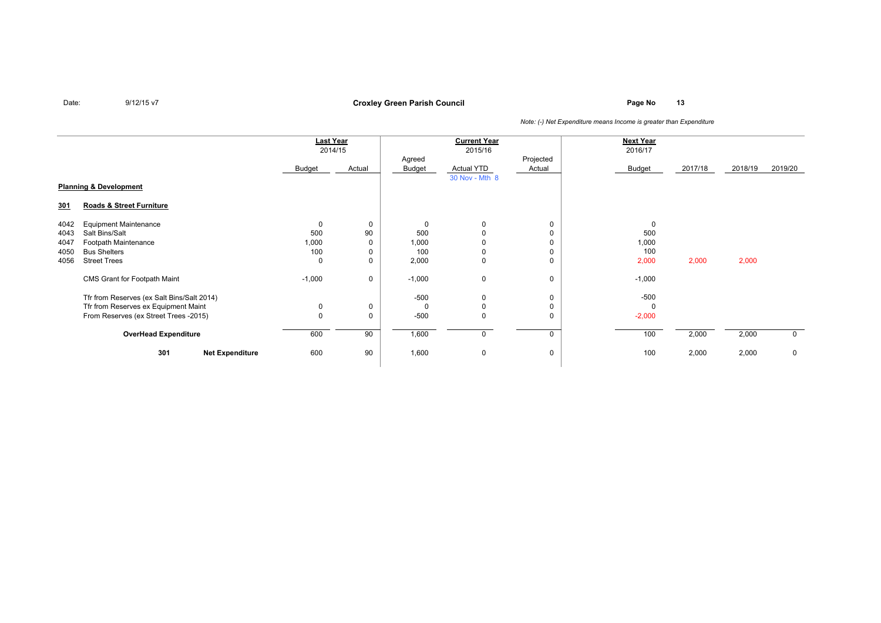Date: 9/12/15 v7

**Croxley Green Parish Council**

*Note: (-) Net Expenditure means Income is greater than Expenditure*

| | | Last Year 2014/15 | | Current Year 2015/16 | | | Next Year 2016/17 | | | |
|---|---|---|---|---|---|---|---|---|---|---|
| | | Budget | Actual | Agreed Budget | Actual YTD 30 Nov - Mth 8 | Projected Actual | Budget | 2017/18 | 2018/19 | 2019/20 |
| **Planning & Development** | | | | | | | | | | |
| **301** | **Roads & Street Furniture** | | | | | | | | | |
| 4042 | Equipment Maintenance | 0 | 0 | 0 | 0 | 0 | 0 | | | |
| 4043 | Salt Bins/Salt | 500 | 90 | 500 | 0 | 0 | 500 | | | |
| 4047 | Footpath Maintenance | 1,000 | 0 | 1,000 | 0 | 0 | 1,000 | | | |
| 4050 | Bus Shelters | 100 | 0 | 100 | 0 | 0 | 100 | | | |
| 4056 | Street Trees | 0 | 0 | 2,000 | 0 | 0 | 2,000 | 2,000 | 2,000 | |
| | CMS Grant for Footpath Maint | -1,000 | 0 | -1,000 | 0 | 0 | -1,000 | | | |
| | Tfr from Reserves (ex Salt Bins/Salt 2014) | | | -500 | 0 | 0 | -500 | | | |
| | Tfr from Reserves ex Equipment Maint | 0 | 0 | 0 | 0 | 0 | 0 | | | |
| | From Reserves (ex Street Trees -2015) | 0 | 0 | -500 | 0 | 0 | -2,000 | | | |
| | **OverHead Expenditure** | 600 | 90 | 1,600 | 0 | 0 | 100 | 2,000 | 2,000 | 0 |
| **301** | **Net Expenditure** | 600 | 90 | 1,600 | 0 | 0 | 100 | 2,000 | 2,000 | 0 |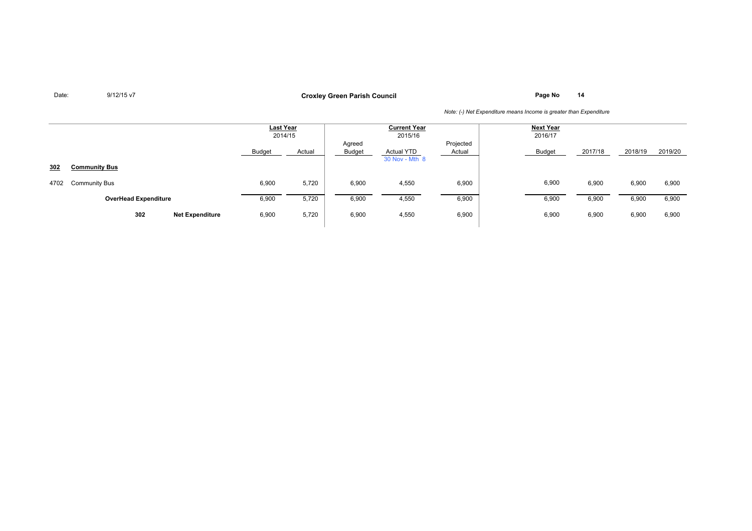**Croxley Green Parish Council**

Date: 9/12/15 v7

*Note: (-) Net Expenditure means Income is greater than Expenditure*

| | | Last Year 2014/15 | | Current Year 2015/16 | | | Next Year 2016/17 | | | |
|---|---|---|---|---|---|---|---|---|---|---|
| | | Budget | Actual | Agreed Budget | Actual YTD 30 Nov - Mth 8 | Projected Actual | Budget | 2017/18 | 2018/19 | 2019/20 |
| **302** | **Community Bus** | | | | | | | | | |
| 4702 | Community Bus | 6,900 | 5,720 | 6,900 | 4,550 | 6,900 | 6,900 | 6,900 | 6,900 | 6,900 |
| | **OverHead Expenditure** | 6,900 | 5,720 | 6,900 | 4,550 | 6,900 | 6,900 | 6,900 | 6,900 | 6,900 |
| **302** | **Net Expenditure** | 6,900 | 5,720 | 6,900 | 4,550 | 6,900 | 6,900 | 6,900 | 6,900 | 6,900 |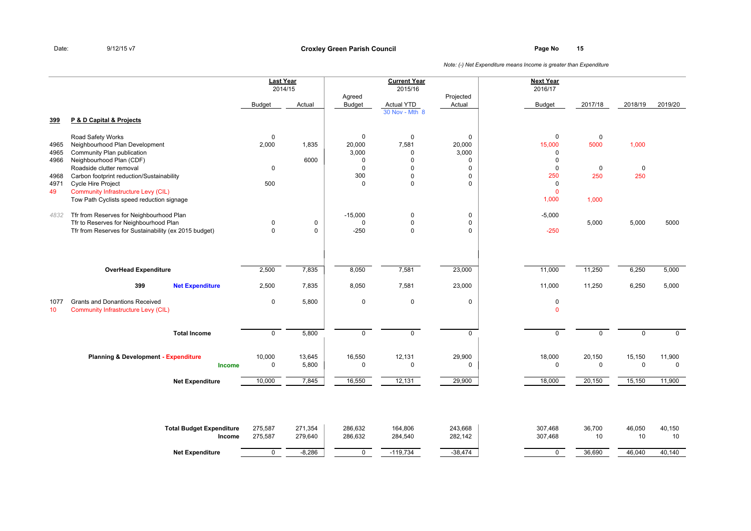Date: 9/12/15 v7

**Croxley Green Parish Council**

*Note: (-) Net Expenditure means Income is greater than Expenditure*

| | | Last Year 2014/15 | | Current Year 2015/16 | | | Next Year 2016/17 | | | |
|---|---|---|---|---|---|---|---|---|---|---|
| | | Budget | Actual | Agreed Budget | Actual YTD 30 Nov - Mth 8 | Projected Actual | Budget | 2017/18 | 2018/19 | 2019/20 |
| **399** | **P & D Capital & Projects** | | | | | | | | | |
| | Road Safety Works | 0 | | 0 | 0 | 0 | 0 | 0 | | |
| 4965 | Neighbourhood Plan Development | 2,000 | 1,835 | 20,000 | 7,581 | 20,000 | 15,000 | 5000 | 1,000 | |
| 4965 | Community Plan publication | | | 3,000 | 0 | 3,000 | 0 | | | |
| 4966 | Neighbourhood Plan (CDF) | | 6000 | 0 | 0 | 0 | 0 | | | |
| | Roadside clutter removal | 0 | | 0 | 0 | 0 | 0 | 0 | 0 | |
| 4968 | Carbon footprint reduction/Sustainability | | | 300 | 0 | 0 | 250 | 250 | 250 | |
| 4971 | Cycle Hire Project | 500 | | 0 | 0 | 0 | 0 | | | |
| 49 | Community Infrastructure Levy (CIL) | | | | | | 0 | | | |
| | Tow Path Cyclists speed reduction signage | | | | | | 1,000 | 1,000 | | |
| 4832 | Tfr from Reserves for Neighbourhood Plan | | | -15,000 | 0 | 0 | -5,000 | | | |
| | Tfr to Reserves for Neighbourhood Plan | 0 | 0 | 0 | 0 | 0 | | 5,000 | 5,000 | 5000 |
| | Tfr from Reserves for Sustainability (ex 2015 budget) | 0 | 0 | -250 | 0 | 0 | -250 | | | |
| | **OverHead Expenditure** | 2,500 | 7,835 | 8,050 | 7,581 | 23,000 | 11,000 | 11,250 | 6,250 | 5,000 |
| | **399 Net Expenditure** | 2,500 | 7,835 | 8,050 | 7,581 | 23,000 | 11,000 | 11,250 | 6,250 | 5,000 |
| 1077 | Grants and Donantions Received | 0 | 5,800 | 0 | 0 | 0 | 0 | | | |
| 10 | Community Infrastructure Levy (CIL) | | | | | | 0 | | | |
| | **Total Income** | 0 | 5,800 | 0 | 0 | 0 | 0 | 0 | 0 | 0 |
| | **Planning & Development - Expenditure** | 10,000 | 13,645 | 16,550 | 12,131 | 29,900 | 18,000 | 20,150 | 15,150 | 11,900 |
| | **Income** | 0 | 5,800 | 0 | 0 | 0 | 0 | 0 | 0 | 0 |
| | **Net Expenditure** | 10,000 | 7,845 | 16,550 | 12,131 | 29,900 | 18,000 | 20,150 | 15,150 | 11,900 |
| | **Total Budget Expenditure** | 275,587 | 271,354 | 286,632 | 164,806 | 243,668 | 307,468 | 36,700 | 46,050 | 40,150 |
| | **Income** | 275,587 | 279,640 | 286,632 | 284,540 | 282,142 | 307,468 | 10 | 10 | 10 |
| | **Net Expenditure** | 0 | -8,286 | 0 | -119,734 | -38,474 | 0 | 36,690 | 46,040 | 40,140 |